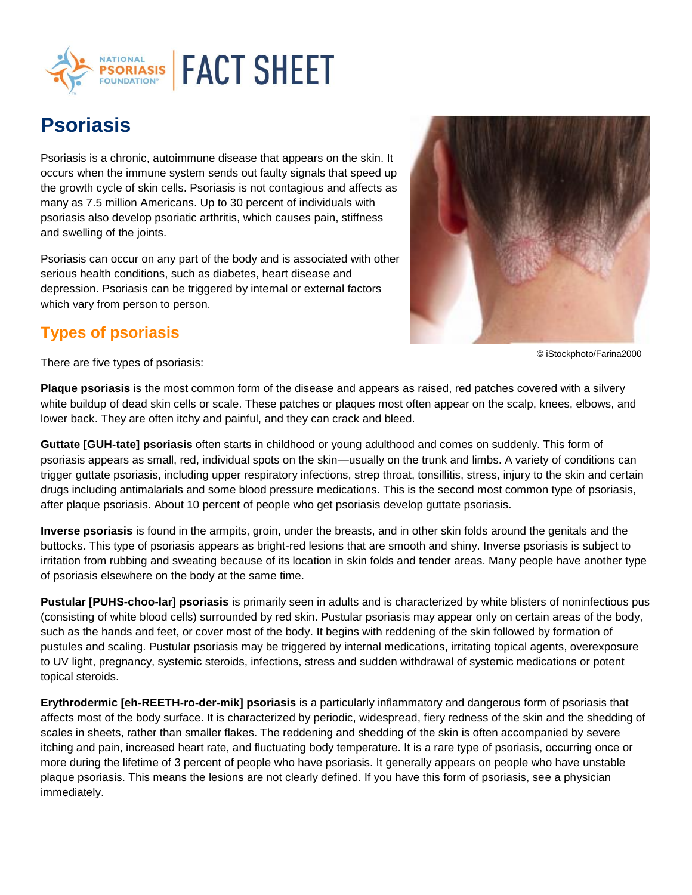NATIONAL PSORIASIS FOUNDATION | FACT SHEET

# Psoriasis

Psoriasis is a chronic, autoimmune disease that appears on the skin. It occurs when the immune system sends out faulty signals that speed up the growth cycle of skin cells. Psoriasis is not contagious and affects as many as 7.5 million Americans. Up to 30 percent of individuals with psoriasis also develop psoriatic arthritis, which causes pain, stiffness and swelling of the joints.

Psoriasis can occur on any part of the body and is associated with other serious health conditions, such as diabetes, heart disease and depression. Psoriasis can be triggered by internal or external factors which vary from person to person.

© iStockphoto/Farina2000

## Types of psoriasis

There are five types of psoriasis:

**Plaque psoriasis** is the most common form of the disease and appears as raised, red patches covered with a silvery white buildup of dead skin cells or scale. These patches or plaques most often appear on the scalp, knees, elbows, and lower back. They are often itchy and painful, and they can crack and bleed.

**Guttate [GUH-tate] psoriasis** often starts in childhood or young adulthood and comes on suddenly. This form of psoriasis appears as small, red, individual spots on the skin—usually on the trunk and limbs. A variety of conditions can trigger guttate psoriasis, including upper respiratory infections, strep throat, tonsillitis, stress, injury to the skin and certain drugs including antimalarials and some blood pressure medications. This is the second most common type of psoriasis, after plaque psoriasis. About 10 percent of people who get psoriasis develop guttate psoriasis.

**Inverse psoriasis** is found in the armpits, groin, under the breasts, and in other skin folds around the genitals and the buttocks. This type of psoriasis appears as bright-red lesions that are smooth and shiny. Inverse psoriasis is subject to irritation from rubbing and sweating because of its location in skin folds and tender areas. Many people have another type of psoriasis elsewhere on the body at the same time.

**Pustular [PUHS-choo-lar] psoriasis** is primarily seen in adults and is characterized by white blisters of noninfectious pus (consisting of white blood cells) surrounded by red skin. Pustular psoriasis may appear only on certain areas of the body, such as the hands and feet, or cover most of the body. It begins with reddening of the skin followed by formation of pustules and scaling. Pustular psoriasis may be triggered by internal medications, irritating topical agents, overexposure to UV light, pregnancy, systemic steroids, infections, stress and sudden withdrawal of systemic medications or potent topical steroids.

**Erythrodermic [eh-REETH-ro-der-mik] psoriasis** is a particularly inflammatory and dangerous form of psoriasis that affects most of the body surface. It is characterized by periodic, widespread, fiery redness of the skin and the shedding of scales in sheets, rather than smaller flakes. The reddening and shedding of the skin is often accompanied by severe itching and pain, increased heart rate, and fluctuating body temperature. It is a rare type of psoriasis, occurring once or more during the lifetime of 3 percent of people who have psoriasis. It generally appears on people who have unstable plaque psoriasis. This means the lesions are not clearly defined. If you have this form of psoriasis, see a physician immediately.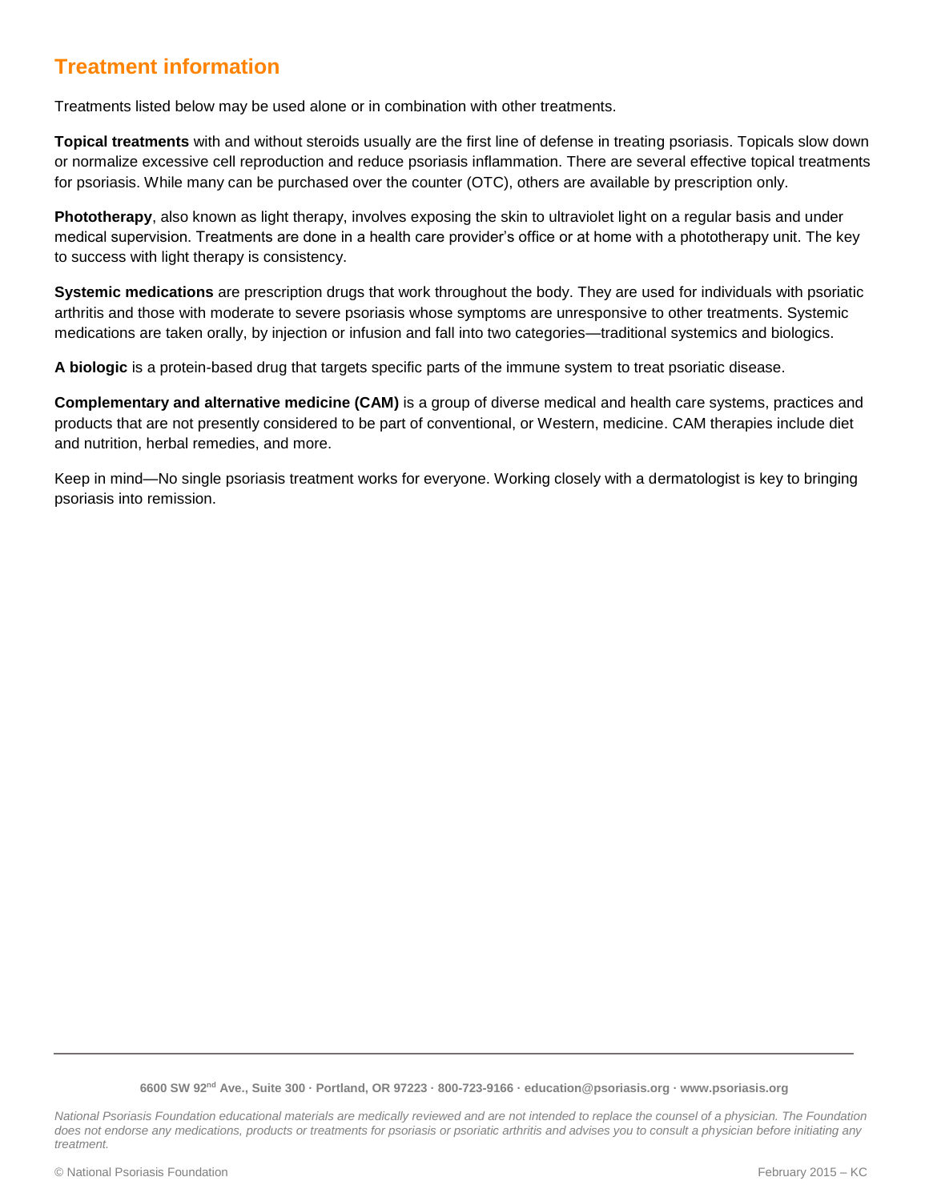## Treatment information

Treatments listed below may be used alone or in combination with other treatments.

**Topical treatments** with and without steroids usually are the first line of defense in treating psoriasis. Topicals slow down or normalize excessive cell reproduction and reduce psoriasis inflammation. There are several effective topical treatments for psoriasis. While many can be purchased over the counter (OTC), others are available by prescription only.

**Phototherapy**, also known as light therapy, involves exposing the skin to ultraviolet light on a regular basis and under medical supervision. Treatments are done in a health care provider's office or at home with a phototherapy unit. The key to success with light therapy is consistency.

**Systemic medications** are prescription drugs that work throughout the body. They are used for individuals with psoriatic arthritis and those with moderate to severe psoriasis whose symptoms are unresponsive to other treatments. Systemic medications are taken orally, by injection or infusion and fall into two categories—traditional systemics and biologics.

**A biologic** is a protein-based drug that targets specific parts of the immune system to treat psoriatic disease.

**Complementary and alternative medicine (CAM)** is a group of diverse medical and health care systems, practices and products that are not presently considered to be part of conventional, or Western, medicine. CAM therapies include diet and nutrition, herbal remedies, and more.

Keep in mind—No single psoriasis treatment works for everyone. Working closely with a dermatologist is key to bringing psoriasis into remission.

---

**6600 SW 92nd Ave., Suite 300 · Portland, OR 97223 · 800-723-9166 · education@psoriasis.org · www.psoriasis.org**

*National Psoriasis Foundation educational materials are medically reviewed and are not intended to replace the counsel of a physician. The Foundation does not endorse any medications, products or treatments for psoriasis or psoriatic arthritis and advises you to consult a physician before initiating any treatment.*

© National Psoriasis Foundation

February 2015 – KC